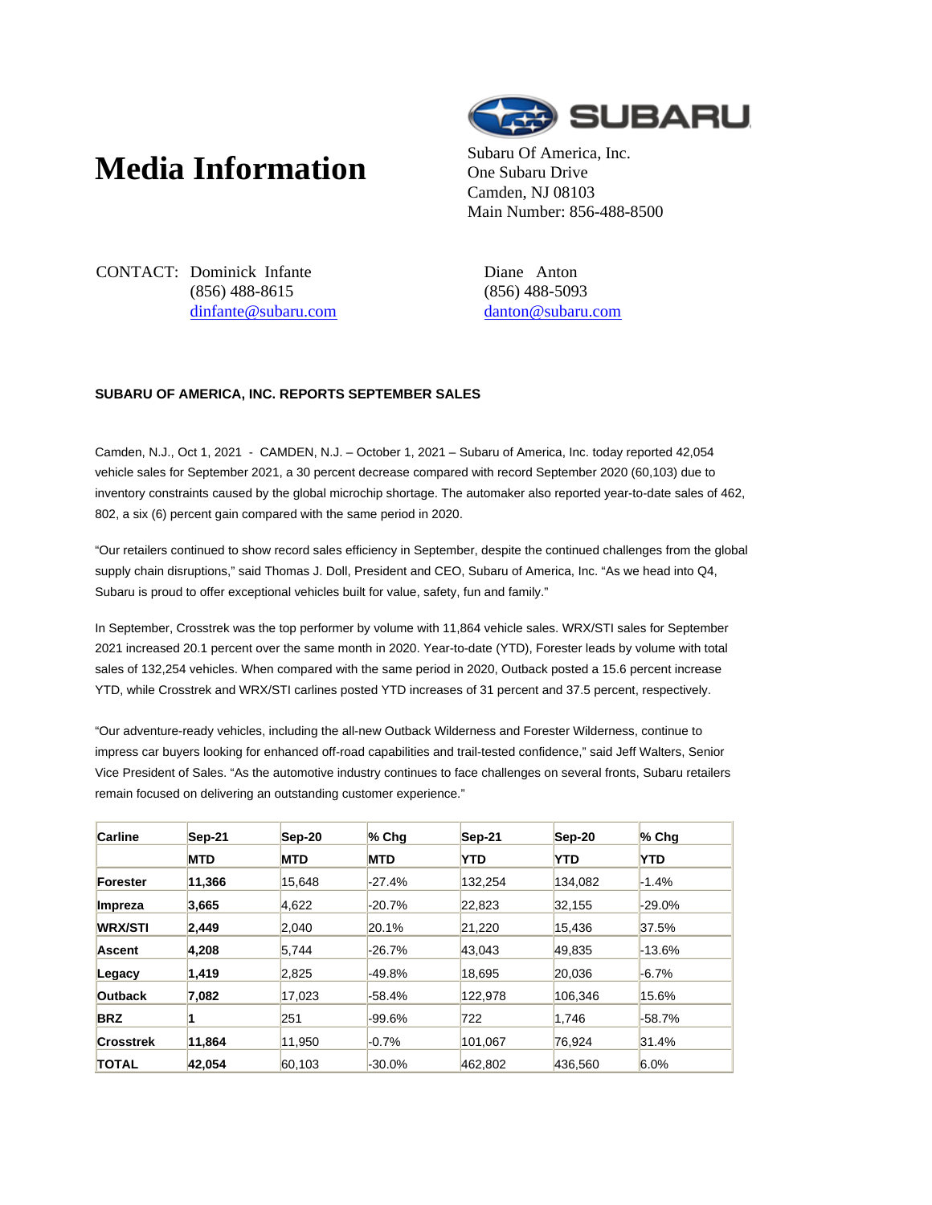# Media Information

SUBARU

Subaru Of America, Inc.
One Subaru Drive
Camden, NJ 08103
Main Number: 856-488-8500

CONTACT: Dominick Infante
(856) 488-8615
dinfante@subaru.com

Diane Anton
(856) 488-5093
danton@subaru.com

**SUBARU OF AMERICA, INC. REPORTS SEPTEMBER SALES**

Camden, N.J., Oct 1, 2021 - CAMDEN, N.J. – October 1, 2021 – Subaru of America, Inc. today reported 42,054 vehicle sales for September 2021, a 30 percent decrease compared with record September 2020 (60,103) due to inventory constraints caused by the global microchip shortage. The automaker also reported year-to-date sales of 462, 802, a six (6) percent gain compared with the same period in 2020.

“Our retailers continued to show record sales efficiency in September, despite the continued challenges from the global supply chain disruptions,” said Thomas J. Doll, President and CEO, Subaru of America, Inc. “As we head into Q4, Subaru is proud to offer exceptional vehicles built for value, safety, fun and family.”

In September, Crosstrek was the top performer by volume with 11,864 vehicle sales. WRX/STI sales for September 2021 increased 20.1 percent over the same month in 2020. Year-to-date (YTD), Forester leads by volume with total sales of 132,254 vehicles. When compared with the same period in 2020, Outback posted a 15.6 percent increase YTD, while Crosstrek and WRX/STI carlines posted YTD increases of 31 percent and 37.5 percent, respectively.

“Our adventure-ready vehicles, including the all-new Outback Wilderness and Forester Wilderness, continue to impress car buyers looking for enhanced off-road capabilities and trail-tested confidence,” said Jeff Walters, Senior Vice President of Sales. “As the automotive industry continues to face challenges on several fronts, Subaru retailers remain focused on delivering an outstanding customer experience.”

| **Carline** | **Sep-21** | **Sep-20** | **% Chg** | **Sep-21** | **Sep-20** | **% Chg** |
|---|---|---|---|---|---|---|
| | **MTD** | **MTD** | **MTD** | **YTD** | **YTD** | **YTD** |
| **Forester** | **11,366** | 15,648 | -27.4% | 132,254 | 134,082 | -1.4% |
| **Impreza** | **3,665** | 4,622 | -20.7% | 22,823 | 32,155 | -29.0% |
| **WRX/STI** | **2,449** | 2,040 | 20.1% | 21,220 | 15,436 | 37.5% |
| **Ascent** | **4,208** | 5,744 | -26.7% | 43,043 | 49,835 | -13.6% |
| **Legacy** | **1,419** | 2,825 | -49.8% | 18,695 | 20,036 | -6.7% |
| **Outback** | **7,082** | 17,023 | -58.4% | 122,978 | 106,346 | 15.6% |
| **BRZ** | **1** | 251 | -99.6% | 722 | 1,746 | -58.7% |
| **Crosstrek** | **11,864** | 11,950 | -0.7% | 101,067 | 76,924 | 31.4% |
| **TOTAL** | **42,054** | 60,103 | -30.0% | 462,802 | 436,560 | 6.0% |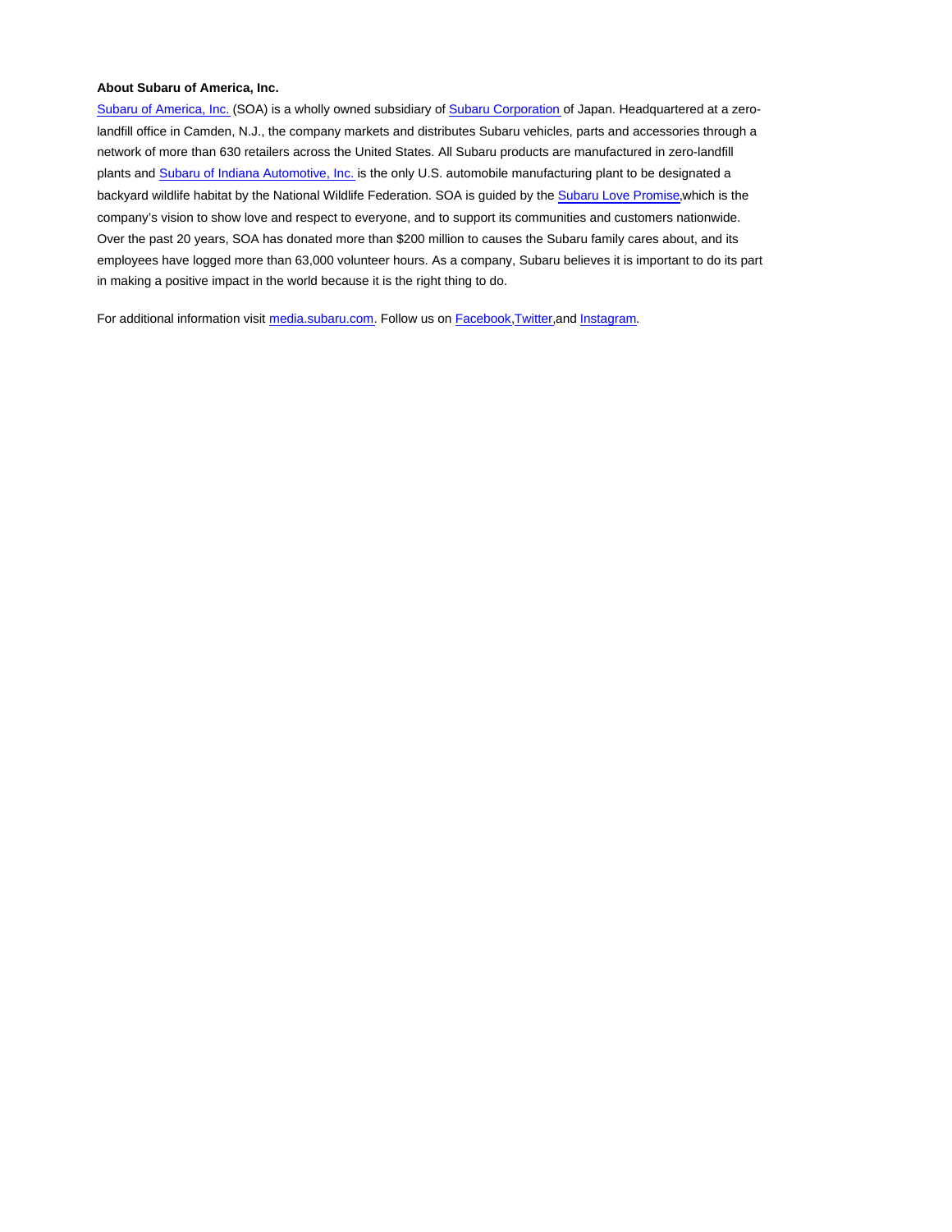**About Subaru of America, Inc.**

Subaru of America, Inc. (SOA) is a wholly owned subsidiary of Subaru Corporation of Japan. Headquartered at a zero-landfill office in Camden, N.J., the company markets and distributes Subaru vehicles, parts and accessories through a network of more than 630 retailers across the United States. All Subaru products are manufactured in zero-landfill plants and Subaru of Indiana Automotive, Inc. is the only U.S. automobile manufacturing plant to be designated a backyard wildlife habitat by the National Wildlife Federation. SOA is guided by the Subaru Love Promise, which is the company's vision to show love and respect to everyone, and to support its communities and customers nationwide. Over the past 20 years, SOA has donated more than $200 million to causes the Subaru family cares about, and its employees have logged more than 63,000 volunteer hours. As a company, Subaru believes it is important to do its part in making a positive impact in the world because it is the right thing to do.

For additional information visit media.subaru.com. Follow us on Facebook, Twitter, and Instagram.